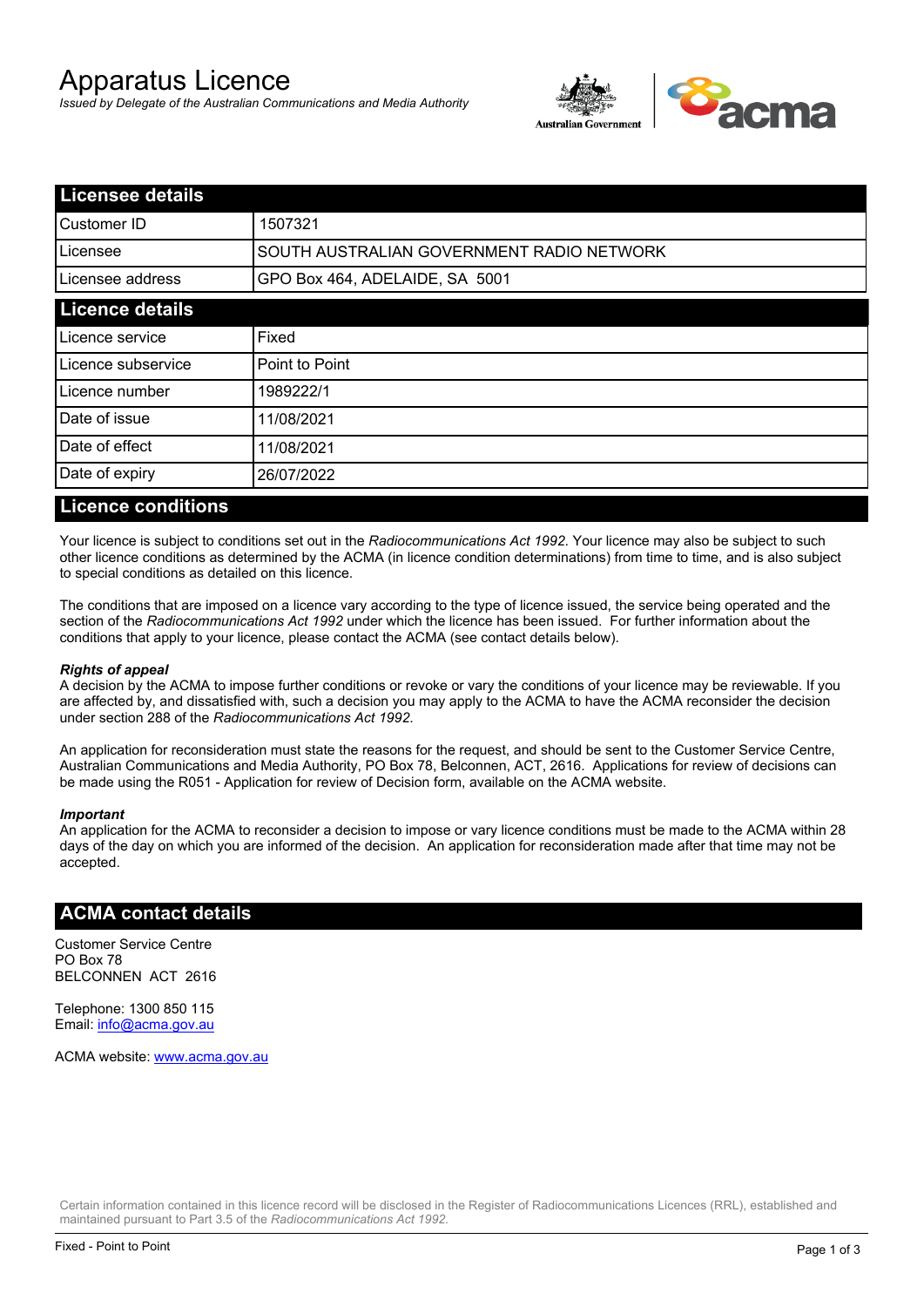# Apparatus Licence

*Issued by Delegate of the Australian Communications and Media Authority*

## Licensee details

| | |
|---|---|
| Customer ID | 1507321 |
| Licensee | SOUTH AUSTRALIAN GOVERNMENT RADIO NETWORK |
| Licensee address | GPO Box 464, ADELAIDE, SA 5001 |

## Licence details

| | |
|---|---|
| Licence service | Fixed |
| Licence subservice | Point to Point |
| Licence number | 1989222/1 |
| Date of issue | 11/08/2021 |
| Date of effect | 11/08/2021 |
| Date of expiry | 26/07/2022 |

## Licence conditions

Your licence is subject to conditions set out in the *Radiocommunications Act 1992*. Your licence may also be subject to such other licence conditions as determined by the ACMA (in licence condition determinations) from time to time, and is also subject to special conditions as detailed on this licence.

The conditions that are imposed on a licence vary according to the type of licence issued, the service being operated and the section of the *Radiocommunications Act 1992* under which the licence has been issued. For further information about the conditions that apply to your licence, please contact the ACMA (see contact details below).

***Rights of appeal***

A decision by the ACMA to impose further conditions or revoke or vary the conditions of your licence may be reviewable. If you are affected by, and dissatisfied with, such a decision you may apply to the ACMA to have the ACMA reconsider the decision under section 288 of the *Radiocommunications Act 1992*.

An application for reconsideration must state the reasons for the request, and should be sent to the Customer Service Centre, Australian Communications and Media Authority, PO Box 78, Belconnen, ACT, 2616. Applications for review of decisions can be made using the R051 - Application for review of Decision form, available on the ACMA website.

***Important***

An application for the ACMA to reconsider a decision to impose or vary licence conditions must be made to the ACMA within 28 days of the day on which you are informed of the decision. An application for reconsideration made after that time may not be accepted.

## ACMA contact details

Customer Service Centre
PO Box 78
BELCONNEN ACT 2616

Telephone: 1300 850 115
Email: info@acma.gov.au

ACMA website: www.acma.gov.au

Certain information contained in this licence record will be disclosed in the Register of Radiocommunications Licences (RRL), established and maintained pursuant to Part 3.5 of the *Radiocommunications Act 1992.*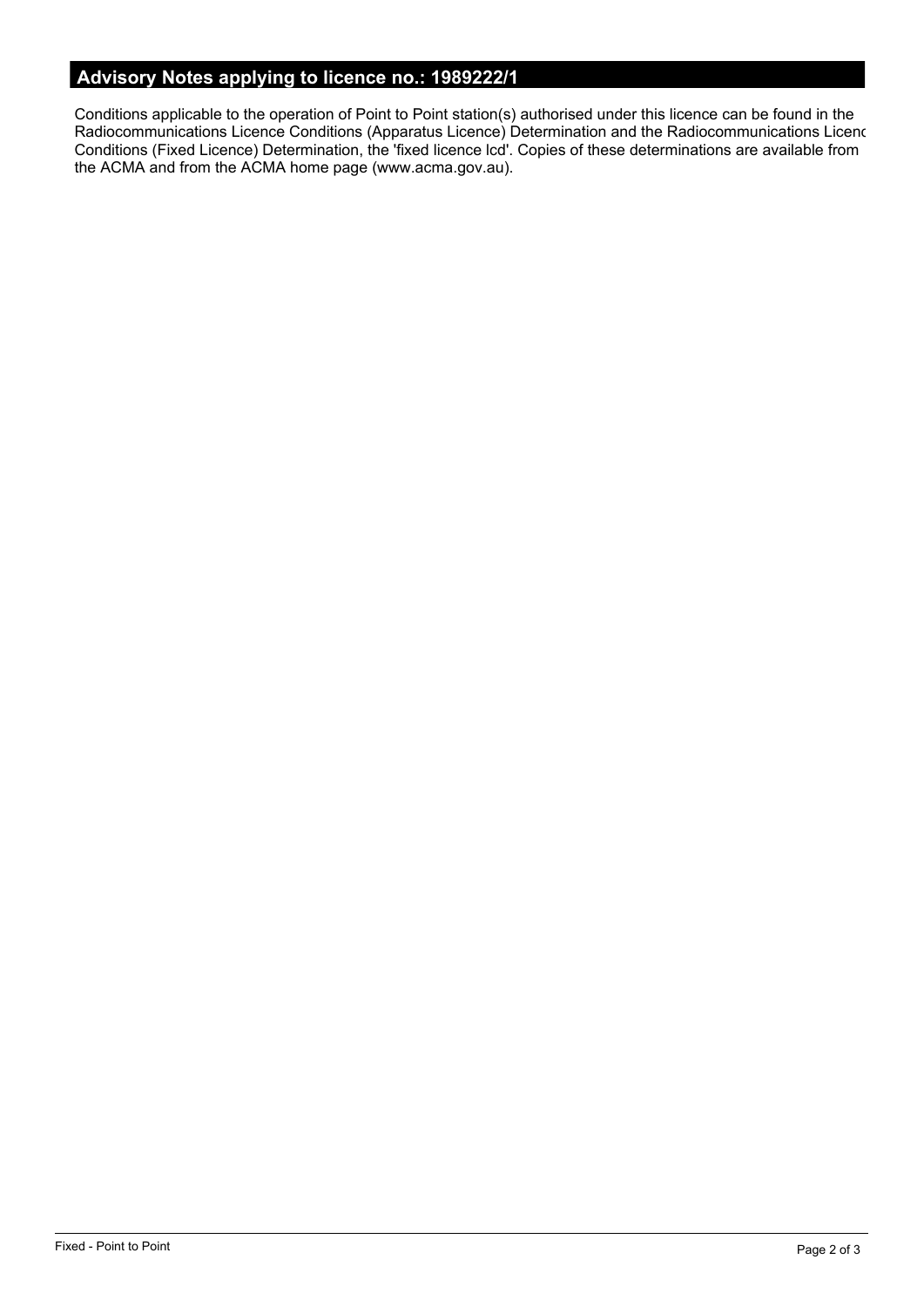## Advisory Notes applying to licence no.: 1989222/1

Conditions applicable to the operation of Point to Point station(s) authorised under this licence can be found in the Radiocommunications Licence Conditions (Apparatus Licence) Determination and the Radiocommunications Licenc Conditions (Fixed Licence) Determination, the 'fixed licence lcd'. Copies of these determinations are available from the ACMA and from the ACMA home page (www.acma.gov.au).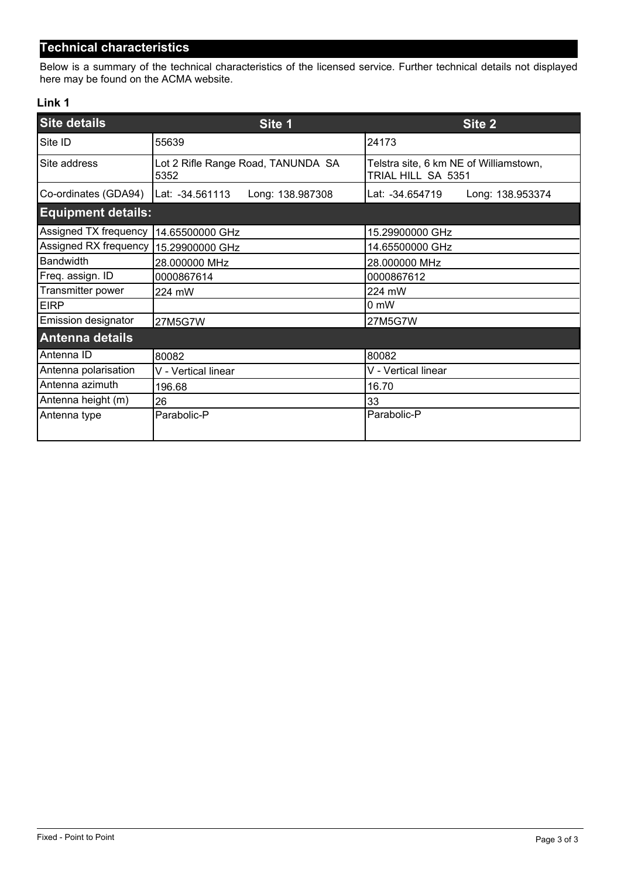## Technical characteristics

Below is a summary of the technical characteristics of the licensed service. Further technical details not displayed here may be found on the ACMA website.

**Link 1**

| Site details | Site 1 | Site 2 |
|---|---|---|
| Site ID | 55639 | 24173 |
| Site address | Lot 2 Rifle Range Road, TANUNDA SA 5352 | Telstra site, 6 km NE of Williamstown, TRIAL HILL SA 5351 |
| Co-ordinates (GDA94) | Lat: -34.561113 Long: 138.987308 | Lat: -34.654719 Long: 138.953374 |
| **Equipment details:** | | |
| Assigned TX frequency | 14.65500000 GHz | 15.29900000 GHz |
| Assigned RX frequency | 15.29900000 GHz | 14.65500000 GHz |
| Bandwidth | 28.000000 MHz | 28.000000 MHz |
| Freq. assign. ID | 0000867614 | 0000867612 |
| Transmitter power | 224 mW | 224 mW |
| EIRP | | 0 mW |
| Emission designator | 27M5G7W | 27M5G7W |
| **Antenna details** | | |
| Antenna ID | 80082 | 80082 |
| Antenna polarisation | V - Vertical linear | V - Vertical linear |
| Antenna azimuth | 196.68 | 16.70 |
| Antenna height (m) | 26 | 33 |
| Antenna type | Parabolic-P | Parabolic-P |

Fixed - Point to Point